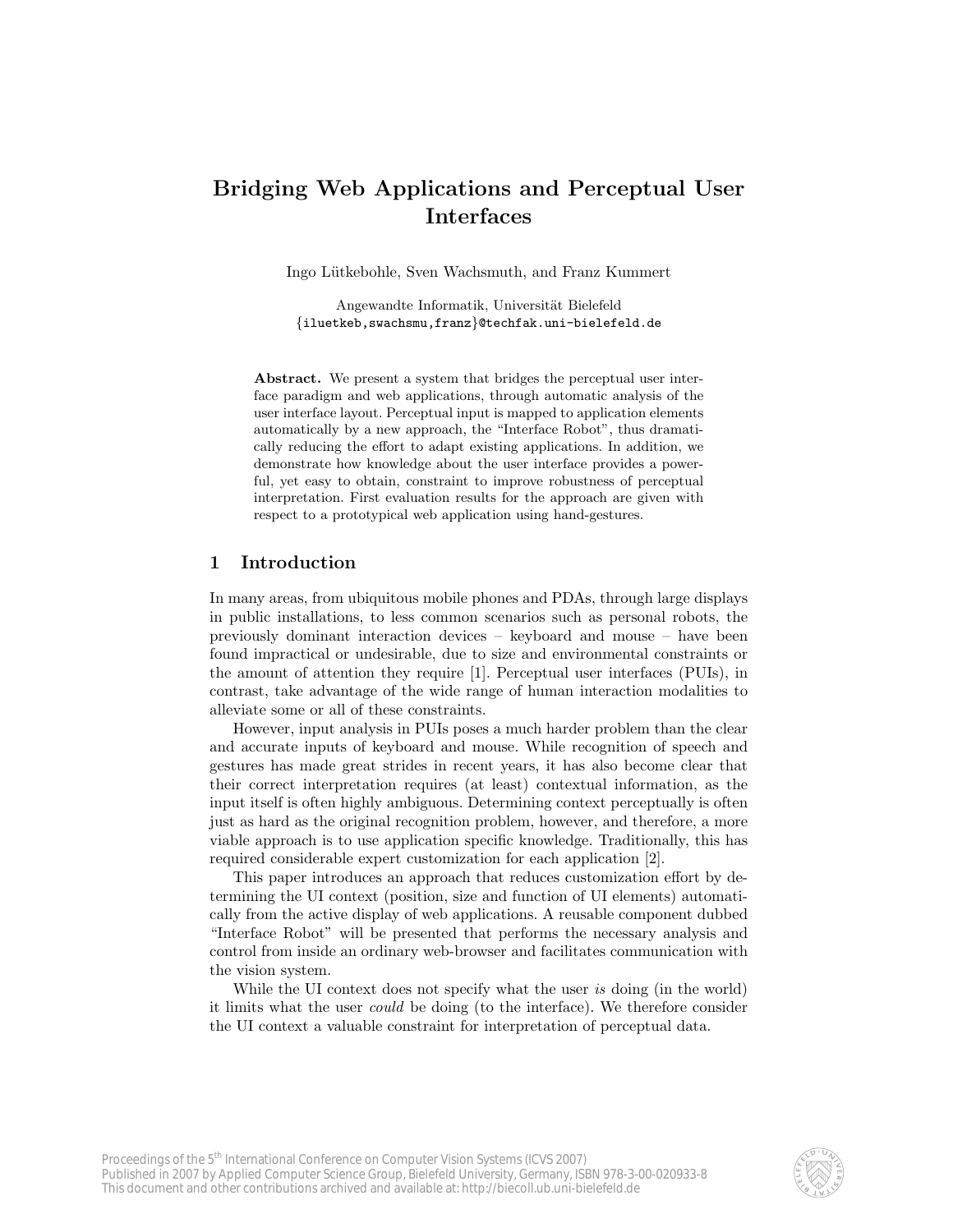# Bridging Web Applications and Perceptual User Interfaces

Ingo Lütkebohle, Sven Wachsmuth, and Franz Kummert

Angewandte Informatik, Universität Bielefeld
{iluetkeb,swachsmu,franz}@techfak.uni-bielefeld.de

**Abstract.** We present a system that bridges the perceptual user interface paradigm and web applications, through automatic analysis of the user interface layout. Perceptual input is mapped to application elements automatically by a new approach, the "Interface Robot", thus dramatically reducing the effort to adapt existing applications. In addition, we demonstrate how knowledge about the user interface provides a powerful, yet easy to obtain, constraint to improve robustness of perceptual interpretation. First evaluation results for the approach are given with respect to a prototypical web application using hand-gestures.

## 1 Introduction

In many areas, from ubiquitous mobile phones and PDAs, through large displays in public installations, to less common scenarios such as personal robots, the previously dominant interaction devices – keyboard and mouse – have been found impractical or undesirable, due to size and environmental constraints or the amount of attention they require [1]. Perceptual user interfaces (PUIs), in contrast, take advantage of the wide range of human interaction modalities to alleviate some or all of these constraints.

However, input analysis in PUIs poses a much harder problem than the clear and accurate inputs of keyboard and mouse. While recognition of speech and gestures has made great strides in recent years, it has also become clear that their correct interpretation requires (at least) contextual information, as the input itself is often highly ambiguous. Determining context perceptually is often just as hard as the original recognition problem, however, and therefore, a more viable approach is to use application specific knowledge. Traditionally, this has required considerable expert customization for each application [2].

This paper introduces an approach that reduces customization effort by determining the UI context (position, size and function of UI elements) automatically from the active display of web applications. A reusable component dubbed "Interface Robot" will be presented that performs the necessary analysis and control from inside an ordinary web-browser and facilitates communication with the vision system.

While the UI context does not specify what the user *is* doing (in the world) it limits what the user *could* be doing (to the interface). We therefore consider the UI context a valuable constraint for interpretation of perceptual data.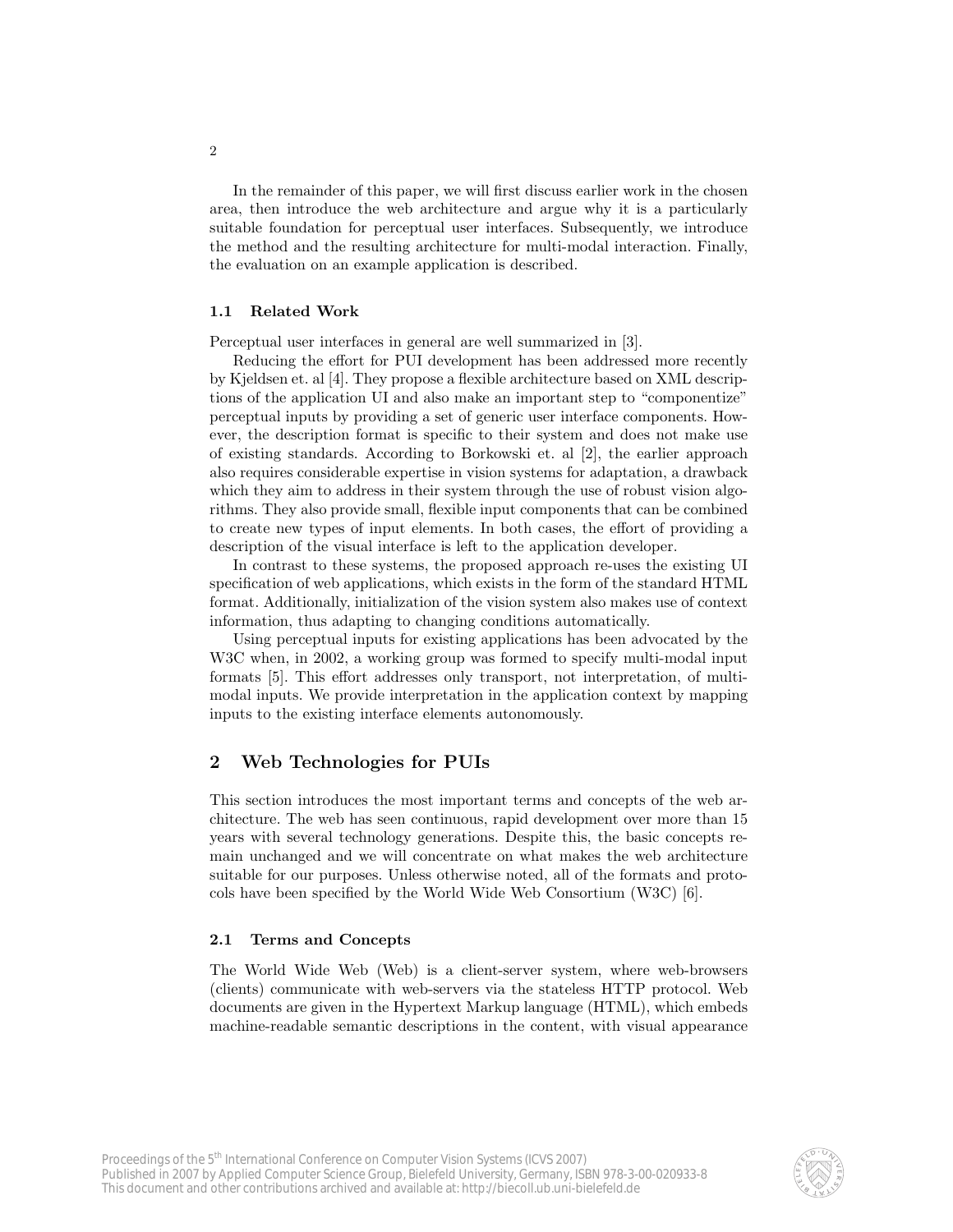In the remainder of this paper, we will first discuss earlier work in the chosen area, then introduce the web architecture and argue why it is a particularly suitable foundation for perceptual user interfaces. Subsequently, we introduce the method and the resulting architecture for multi-modal interaction. Finally, the evaluation on an example application is described.

### 1.1 Related Work

Perceptual user interfaces in general are well summarized in [3].

Reducing the effort for PUI development has been addressed more recently by Kjeldsen et. al [4]. They propose a flexible architecture based on XML descriptions of the application UI and also make an important step to "componentize" perceptual inputs by providing a set of generic user interface components. However, the description format is specific to their system and does not make use of existing standards. According to Borkowski et. al [2], the earlier approach also requires considerable expertise in vision systems for adaptation, a drawback which they aim to address in their system through the use of robust vision algorithms. They also provide small, flexible input components that can be combined to create new types of input elements. In both cases, the effort of providing a description of the visual interface is left to the application developer.

In contrast to these systems, the proposed approach re-uses the existing UI specification of web applications, which exists in the form of the standard HTML format. Additionally, initialization of the vision system also makes use of context information, thus adapting to changing conditions automatically.

Using perceptual inputs for existing applications has been advocated by the W3C when, in 2002, a working group was formed to specify multi-modal input formats [5]. This effort addresses only transport, not interpretation, of multi-modal inputs. We provide interpretation in the application context by mapping inputs to the existing interface elements autonomously.

## 2 Web Technologies for PUIs

This section introduces the most important terms and concepts of the web architecture. The web has seen continuous, rapid development over more than 15 years with several technology generations. Despite this, the basic concepts remain unchanged and we will concentrate on what makes the web architecture suitable for our purposes. Unless otherwise noted, all of the formats and protocols have been specified by the World Wide Web Consortium (W3C) [6].

### 2.1 Terms and Concepts

The World Wide Web (Web) is a client-server system, where web-browsers (clients) communicate with web-servers via the stateless HTTP protocol. Web documents are given in the Hypertext Markup language (HTML), which embeds machine-readable semantic descriptions in the content, with visual appearance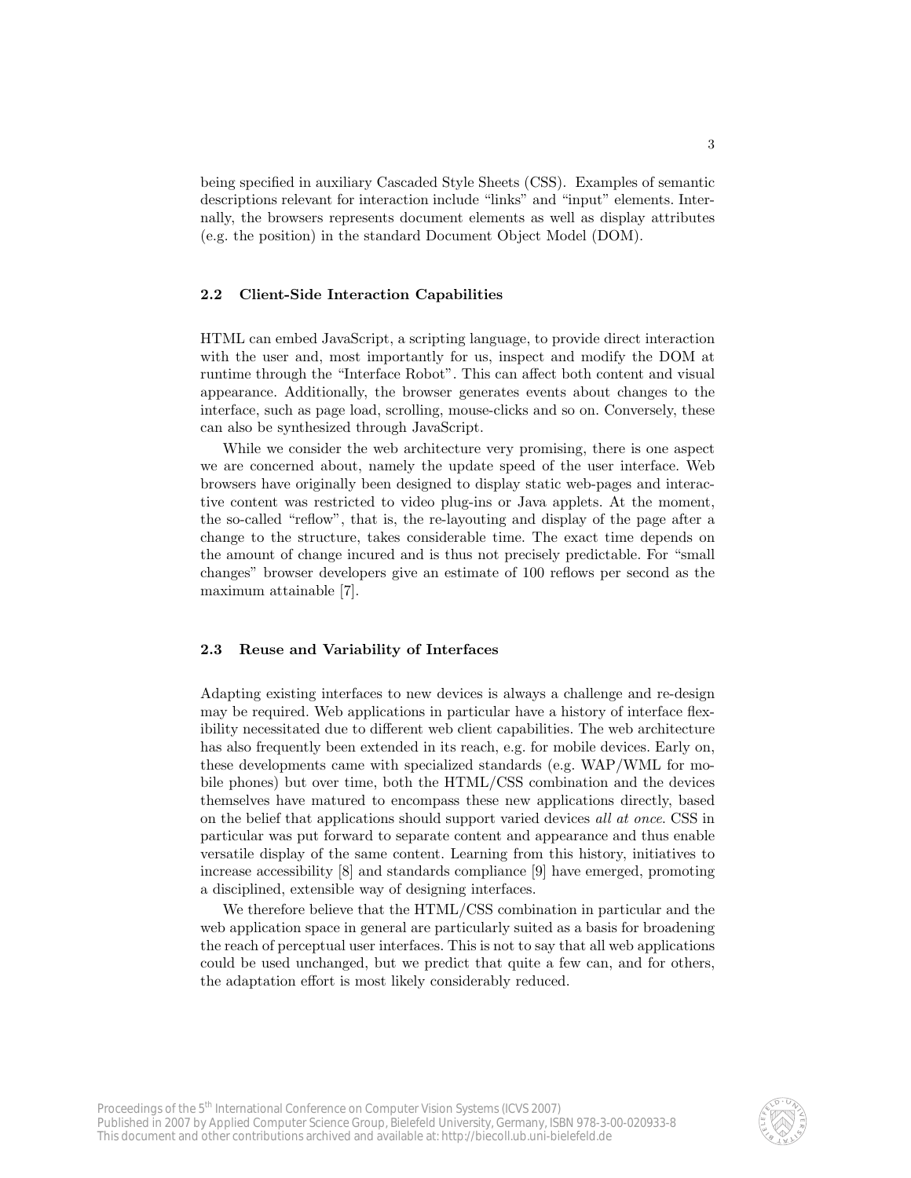being specified in auxiliary Cascaded Style Sheets (CSS). Examples of semantic descriptions relevant for interaction include "links" and "input" elements. Internally, the browsers represents document elements as well as display attributes (e.g. the position) in the standard Document Object Model (DOM).

### 2.2 Client-Side Interaction Capabilities

HTML can embed JavaScript, a scripting language, to provide direct interaction with the user and, most importantly for us, inspect and modify the DOM at runtime through the "Interface Robot". This can affect both content and visual appearance. Additionally, the browser generates events about changes to the interface, such as page load, scrolling, mouse-clicks and so on. Conversely, these can also be synthesized through JavaScript.

While we consider the web architecture very promising, there is one aspect we are concerned about, namely the update speed of the user interface. Web browsers have originally been designed to display static web-pages and interactive content was restricted to video plug-ins or Java applets. At the moment, the so-called "reflow", that is, the re-layouting and display of the page after a change to the structure, takes considerable time. The exact time depends on the amount of change incured and is thus not precisely predictable. For "small changes" browser developers give an estimate of 100 reflows per second as the maximum attainable [7].

### 2.3 Reuse and Variability of Interfaces

Adapting existing interfaces to new devices is always a challenge and re-design may be required. Web applications in particular have a history of interface flexibility necessitated due to different web client capabilities. The web architecture has also frequently been extended in its reach, e.g. for mobile devices. Early on, these developments came with specialized standards (e.g. WAP/WML for mobile phones) but over time, both the HTML/CSS combination and the devices themselves have matured to encompass these new applications directly, based on the belief that applications should support varied devices *all at once*. CSS in particular was put forward to separate content and appearance and thus enable versatile display of the same content. Learning from this history, initiatives to increase accessibility [8] and standards compliance [9] have emerged, promoting a disciplined, extensible way of designing interfaces.

We therefore believe that the HTML/CSS combination in particular and the web application space in general are particularly suited as a basis for broadening the reach of perceptual user interfaces. This is not to say that all web applications could be used unchanged, but we predict that quite a few can, and for others, the adaptation effort is most likely considerably reduced.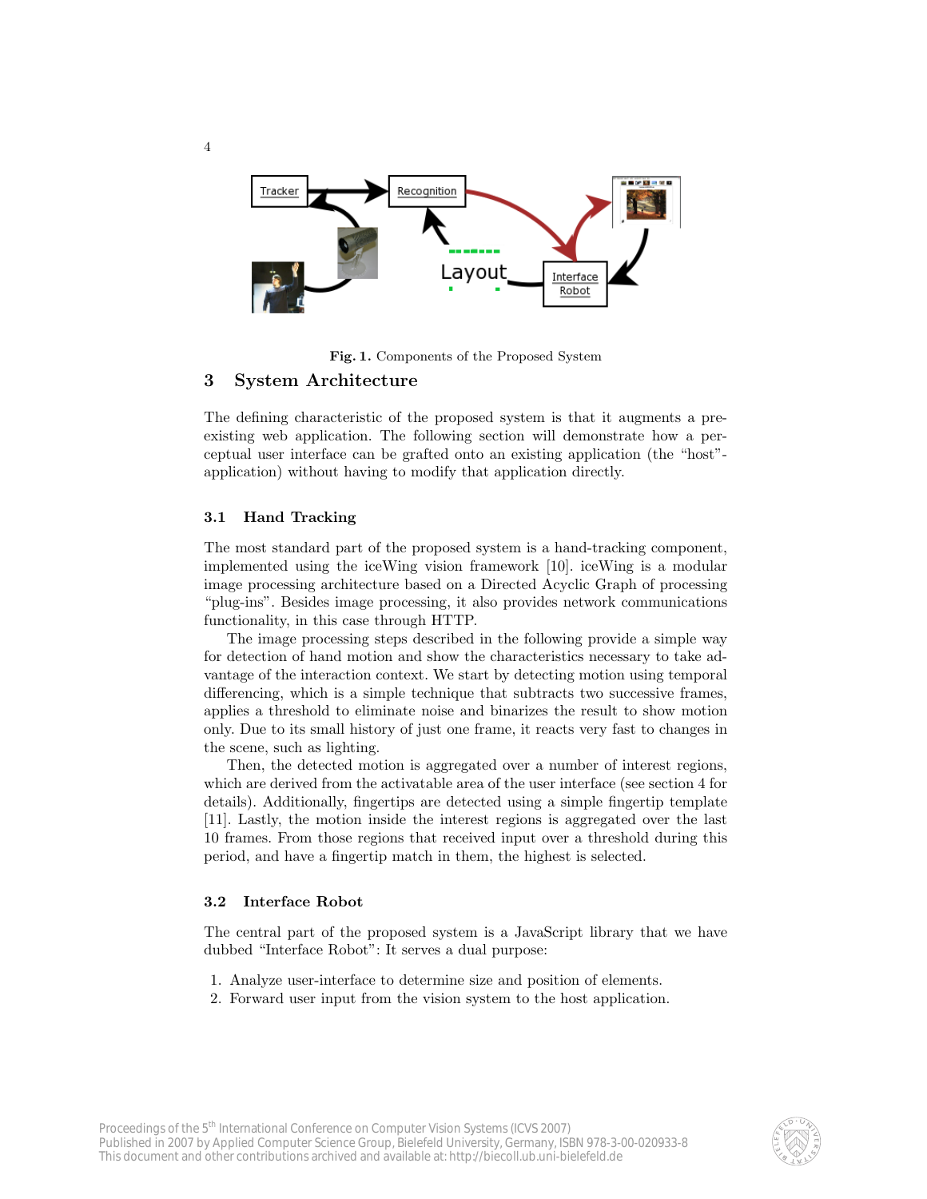Fig. 1. Components of the Proposed System

## 3 System Architecture

The defining characteristic of the proposed system is that it augments a pre-existing web application. The following section will demonstrate how a perceptual user interface can be grafted onto an existing application (the "host"-application) without having to modify that application directly.

### 3.1 Hand Tracking

The most standard part of the proposed system is a hand-tracking component, implemented using the iceWing vision framework [10]. iceWing is a modular image processing architecture based on a Directed Acyclic Graph of processing "plug-ins". Besides image processing, it also provides network communications functionality, in this case through HTTP.

The image processing steps described in the following provide a simple way for detection of hand motion and show the characteristics necessary to take advantage of the interaction context. We start by detecting motion using temporal differencing, which is a simple technique that subtracts two successive frames, applies a threshold to eliminate noise and binarizes the result to show motion only. Due to its small history of just one frame, it reacts very fast to changes in the scene, such as lighting.

Then, the detected motion is aggregated over a number of interest regions, which are derived from the activatable area of the user interface (see section 4 for details). Additionally, fingertips are detected using a simple fingertip template [11]. Lastly, the motion inside the interest regions is aggregated over the last 10 frames. From those regions that received input over a threshold during this period, and have a fingertip match in them, the highest is selected.

### 3.2 Interface Robot

The central part of the proposed system is a JavaScript library that we have dubbed "Interface Robot": It serves a dual purpose:

1. Analyze user-interface to determine size and position of elements.
2. Forward user input from the vision system to the host application.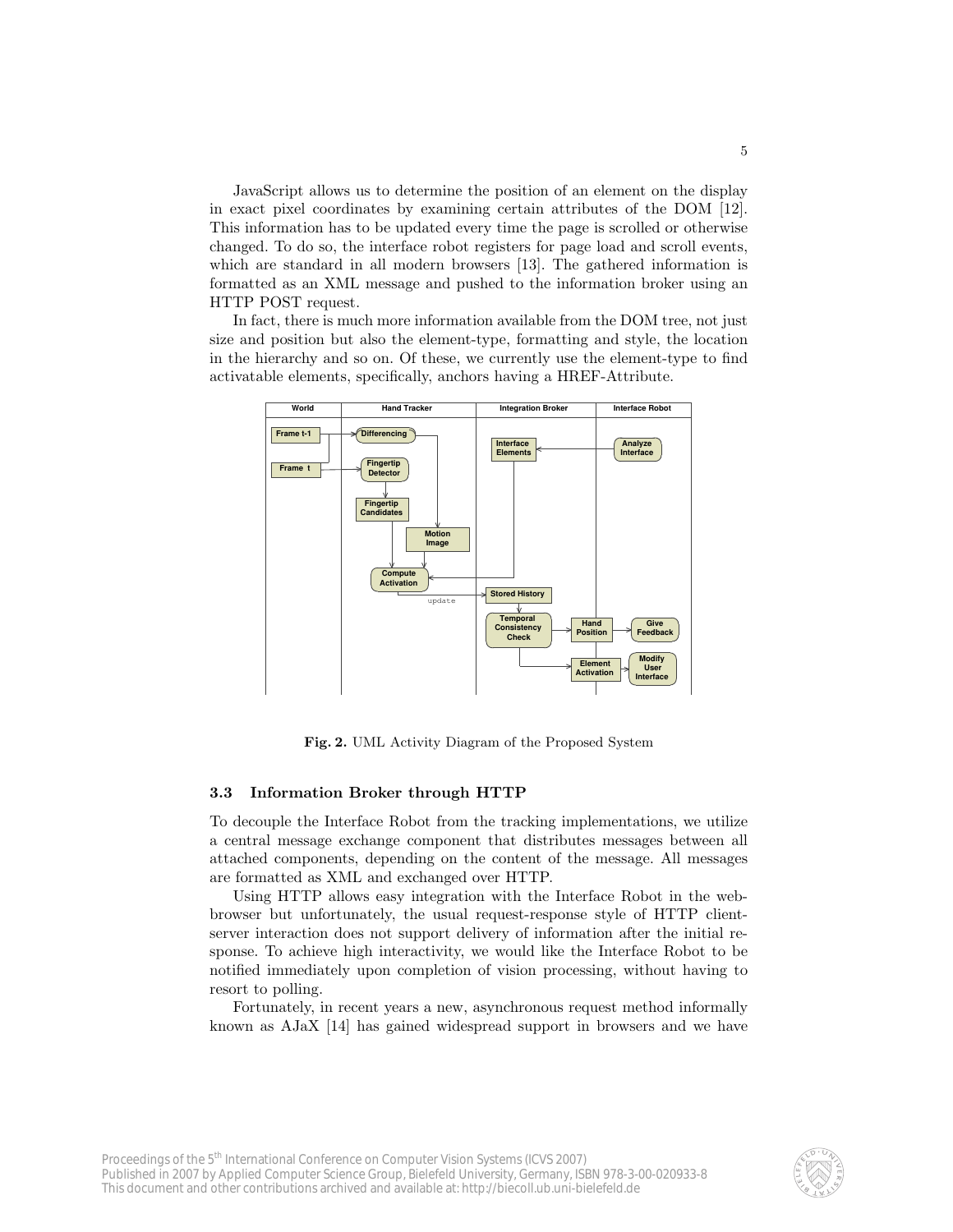JavaScript allows us to determine the position of an element on the display in exact pixel coordinates by examining certain attributes of the DOM [12]. This information has to be updated every time the page is scrolled or otherwise changed. To do so, the interface robot registers for page load and scroll events, which are standard in all modern browsers [13]. The gathered information is formatted as an XML message and pushed to the information broker using an HTTP POST request.

In fact, there is much more information available from the DOM tree, not just size and position but also the element-type, formatting and style, the location in the hierarchy and so on. Of these, we currently use the element-type to find activatable elements, specifically, anchors having a HREF-Attribute.

**Fig. 2.** UML Activity Diagram of the Proposed System

### 3.3 Information Broker through HTTP

To decouple the Interface Robot from the tracking implementations, we utilize a central message exchange component that distributes messages between all attached components, depending on the content of the message. All messages are formatted as XML and exchanged over HTTP.

Using HTTP allows easy integration with the Interface Robot in the web-browser but unfortunately, the usual request-response style of HTTP client-server interaction does not support delivery of information after the initial response. To achieve high interactivity, we would like the Interface Robot to be notified immediately upon completion of vision processing, without having to resort to polling.

Fortunately, in recent years a new, asynchronous request method informally known as AJaX [14] has gained widespread support in browsers and we have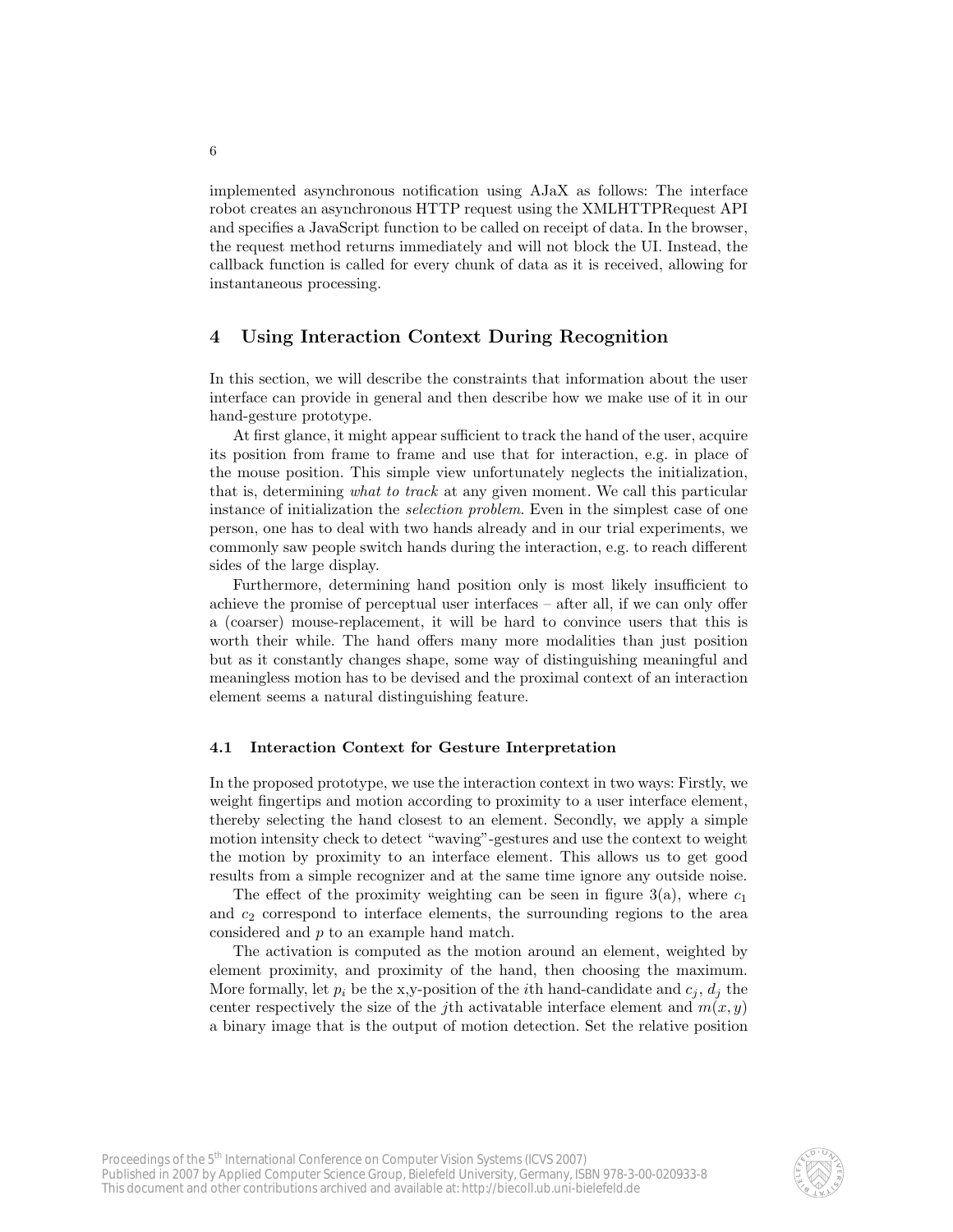implemented asynchronous notification using AJaX as follows: The interface robot creates an asynchronous HTTP request using the XMLHTTPRequest API and specifies a JavaScript function to be called on receipt of data. In the browser, the request method returns immediately and will not block the UI. Instead, the callback function is called for every chunk of data as it is received, allowing for instantaneous processing.

## 4 Using Interaction Context During Recognition

In this section, we will describe the constraints that information about the user interface can provide in general and then describe how we make use of it in our hand-gesture prototype.

At first glance, it might appear sufficient to track the hand of the user, acquire its position from frame to frame and use that for interaction, e.g. in place of the mouse position. This simple view unfortunately neglects the initialization, that is, determining *what to track* at any given moment. We call this particular instance of initialization the *selection problem*. Even in the simplest case of one person, one has to deal with two hands already and in our trial experiments, we commonly saw people switch hands during the interaction, e.g. to reach different sides of the large display.

Furthermore, determining hand position only is most likely insufficient to achieve the promise of perceptual user interfaces – after all, if we can only offer a (coarser) mouse-replacement, it will be hard to convince users that this is worth their while. The hand offers many more modalities than just position but as it constantly changes shape, some way of distinguishing meaningful and meaningless motion has to be devised and the proximal context of an interaction element seems a natural distinguishing feature.

### 4.1 Interaction Context for Gesture Interpretation

In the proposed prototype, we use the interaction context in two ways: Firstly, we weight fingertips and motion according to proximity to a user interface element, thereby selecting the hand closest to an element. Secondly, we apply a simple motion intensity check to detect "waving"-gestures and use the context to weight the motion by proximity to an interface element. This allows us to get good results from a simple recognizer and at the same time ignore any outside noise.

The effect of the proximity weighting can be seen in figure 3(a), where $c_1$ and $c_2$ correspond to interface elements, the surrounding regions to the area considered and $p$ to an example hand match.

The activation is computed as the motion around an element, weighted by element proximity, and proximity of the hand, then choosing the maximum. More formally, let $p_i$ be the x,y-position of the $i$th hand-candidate and $c_j$, $d_j$ the center respectively the size of the $j$th activatable interface element and $m(x, y)$ a binary image that is the output of motion detection. Set the relative position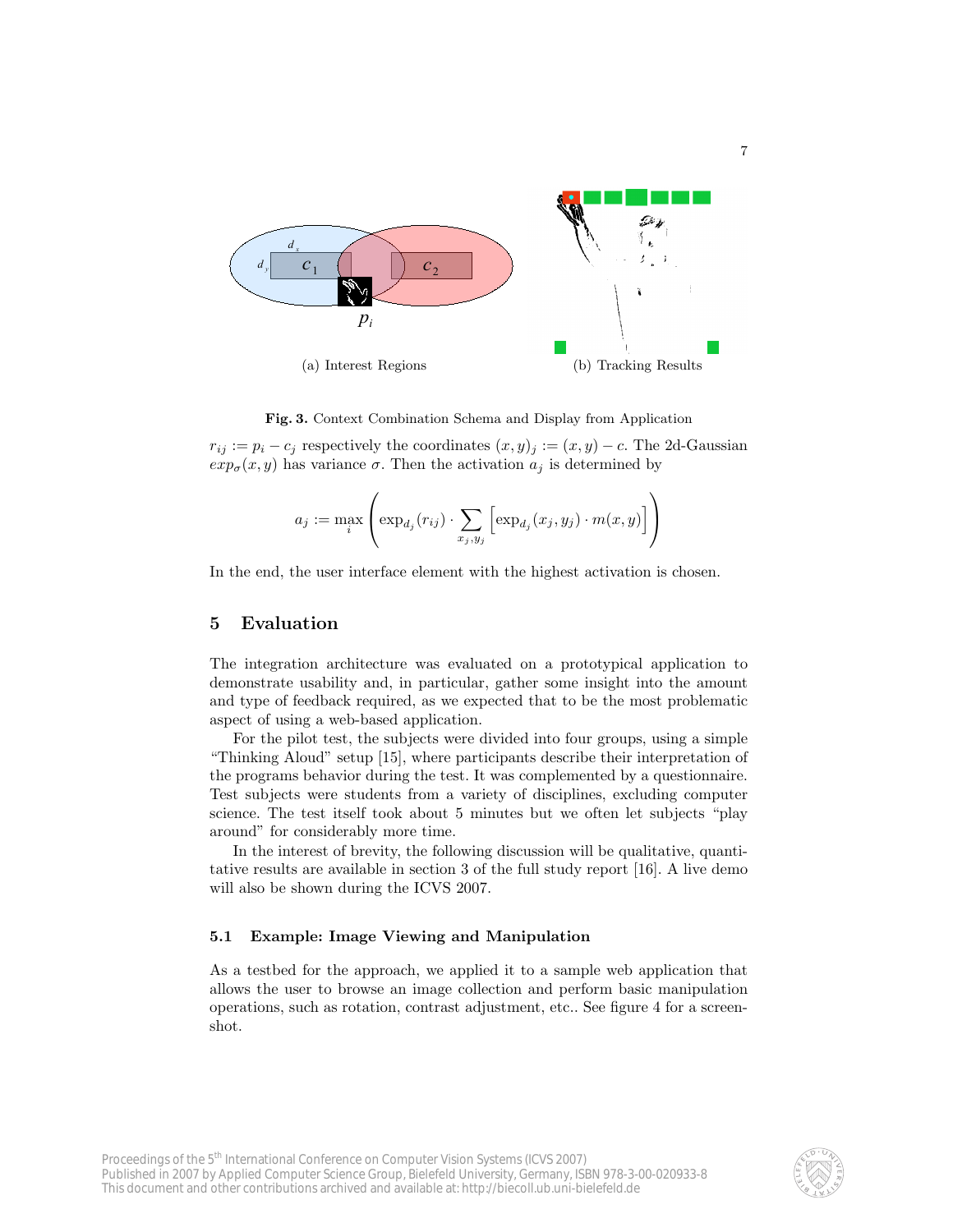(a) Interest Regions

(b) Tracking Results

**Fig. 3.** Context Combination Schema and Display from Application

$r_{ij} := p_i - c_j$ respectively the coordinates $(x, y)_j := (x, y) - c$. The 2d-Gaussian $exp_\sigma(x, y)$ has variance $\sigma$. Then the activation $a_j$ is determined by

$$a_j := \max_i \left( \exp_{d_j}(r_{ij}) \cdot \sum_{x_j, y_j} \left[ \exp_{d_j}(x_j, y_j) \cdot m(x, y) \right] \right)$$

In the end, the user interface element with the highest activation is chosen.

## 5 Evaluation

The integration architecture was evaluated on a prototypical application to demonstrate usability and, in particular, gather some insight into the amount and type of feedback required, as we expected that to be the most problematic aspect of using a web-based application.

For the pilot test, the subjects were divided into four groups, using a simple "Thinking Aloud" setup [15], where participants describe their interpretation of the programs behavior during the test. It was complemented by a questionnaire. Test subjects were students from a variety of disciplines, excluding computer science. The test itself took about 5 minutes but we often let subjects "play around" for considerably more time.

In the interest of brevity, the following discussion will be qualitative, quantitative results are available in section 3 of the full study report [16]. A live demo will also be shown during the ICVS 2007.

### 5.1 Example: Image Viewing and Manipulation

As a testbed for the approach, we applied it to a sample web application that allows the user to browse an image collection and perform basic manipulation operations, such as rotation, contrast adjustment, etc.. See figure 4 for a screenshot.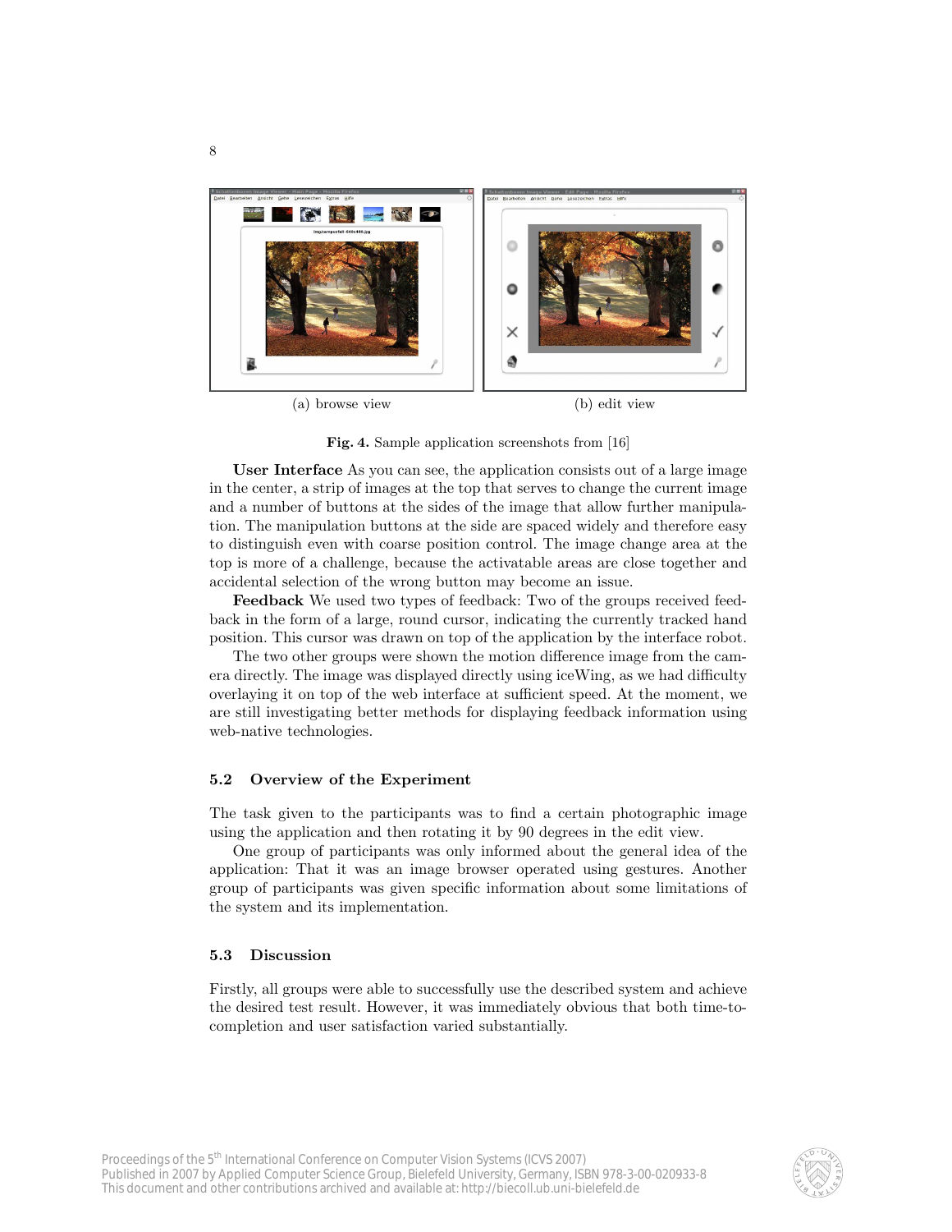(a) browse view

(b) edit view

**Fig. 4.** Sample application screenshots from [16]

**User Interface** As you can see, the application consists out of a large image in the center, a strip of images at the top that serves to change the current image and a number of buttons at the sides of the image that allow further manipulation. The manipulation buttons at the side are spaced widely and therefore easy to distinguish even with coarse position control. The image change area at the top is more of a challenge, because the activatable areas are close together and accidental selection of the wrong button may become an issue.

**Feedback** We used two types of feedback: Two of the groups received feedback in the form of a large, round cursor, indicating the currently tracked hand position. This cursor was drawn on top of the application by the interface robot.

The two other groups were shown the motion difference image from the camera directly. The image was displayed directly using iceWing, as we had difficulty overlaying it on top of the web interface at sufficient speed. At the moment, we are still investigating better methods for displaying feedback information using web-native technologies.

### 5.2 Overview of the Experiment

The task given to the participants was to find a certain photographic image using the application and then rotating it by 90 degrees in the edit view.

One group of participants was only informed about the general idea of the application: That it was an image browser operated using gestures. Another group of participants was given specific information about some limitations of the system and its implementation.

### 5.3 Discussion

Firstly, all groups were able to successfully use the described system and achieve the desired test result. However, it was immediately obvious that both time-to-completion and user satisfaction varied substantially.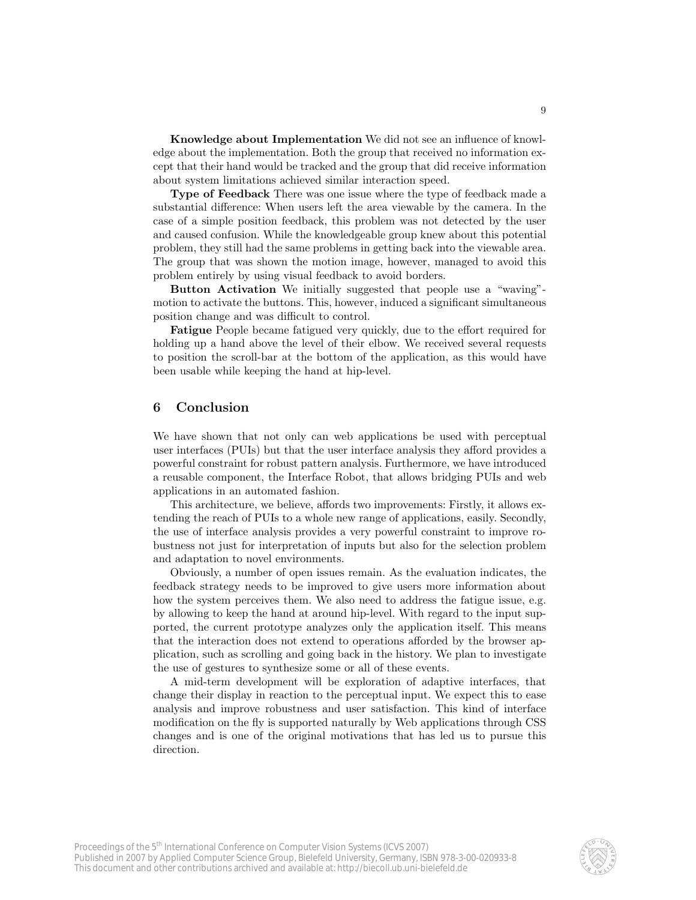**Knowledge about Implementation** We did not see an influence of knowledge about the implementation. Both the group that received no information except that their hand would be tracked and the group that did receive information about system limitations achieved similar interaction speed.

**Type of Feedback** There was one issue where the type of feedback made a substantial difference: When users left the area viewable by the camera. In the case of a simple position feedback, this problem was not detected by the user and caused confusion. While the knowledgeable group knew about this potential problem, they still had the same problems in getting back into the viewable area. The group that was shown the motion image, however, managed to avoid this problem entirely by using visual feedback to avoid borders.

**Button Activation** We initially suggested that people use a "waving"-motion to activate the buttons. This, however, induced a significant simultaneous position change and was difficult to control.

**Fatigue** People became fatigued very quickly, due to the effort required for holding up a hand above the level of their elbow. We received several requests to position the scroll-bar at the bottom of the application, as this would have been usable while keeping the hand at hip-level.

## 6 Conclusion

We have shown that not only can web applications be used with perceptual user interfaces (PUIs) but that the user interface analysis they afford provides a powerful constraint for robust pattern analysis. Furthermore, we have introduced a reusable component, the Interface Robot, that allows bridging PUIs and web applications in an automated fashion.

This architecture, we believe, affords two improvements: Firstly, it allows extending the reach of PUIs to a whole new range of applications, easily. Secondly, the use of interface analysis provides a very powerful constraint to improve robustness not just for interpretation of inputs but also for the selection problem and adaptation to novel environments.

Obviously, a number of open issues remain. As the evaluation indicates, the feedback strategy needs to be improved to give users more information about how the system perceives them. We also need to address the fatigue issue, e.g. by allowing to keep the hand at around hip-level. With regard to the input supported, the current prototype analyzes only the application itself. This means that the interaction does not extend to operations afforded by the browser application, such as scrolling and going back in the history. We plan to investigate the use of gestures to synthesize some or all of these events.

A mid-term development will be exploration of adaptive interfaces, that change their display in reaction to the perceptual input. We expect this to ease analysis and improve robustness and user satisfaction. This kind of interface modification on the fly is supported naturally by Web applications through CSS changes and is one of the original motivations that has led us to pursue this direction.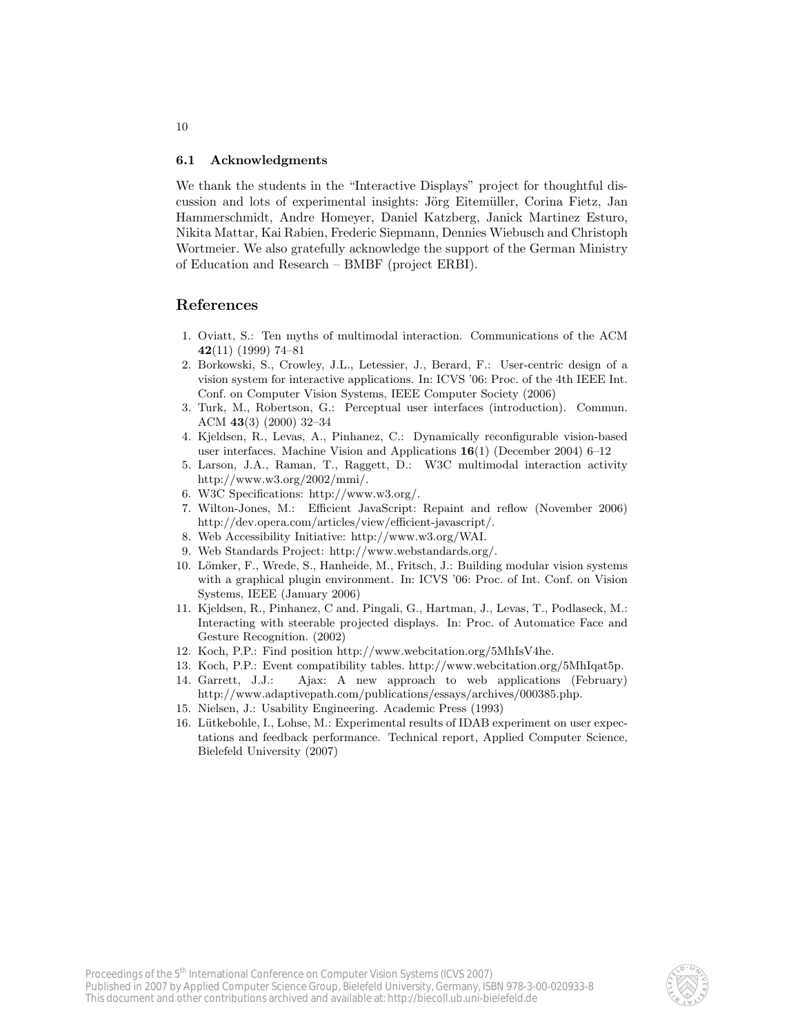### 6.1 Acknowledgments

We thank the students in the "Interactive Displays" project for thoughtful discussion and lots of experimental insights: Jörg Eitemüller, Corina Fietz, Jan Hammerschmidt, Andre Homeyer, Daniel Katzberg, Janick Martinez Esturo, Nikita Mattar, Kai Rabien, Frederic Siepmann, Dennies Wiebusch and Christoph Wortmeier. We also gratefully acknowledge the support of the German Ministry of Education and Research – BMBF (project ERBI).

## References

1. Oviatt, S.: Ten myths of multimodal interaction. Communications of the ACM **42**(11) (1999) 74–81
2. Borkowski, S., Crowley, J.L., Letessier, J., Berard, F.: User-centric design of a vision system for interactive applications. In: ICVS '06: Proc. of the 4th IEEE Int. Conf. on Computer Vision Systems, IEEE Computer Society (2006)
3. Turk, M., Robertson, G.: Perceptual user interfaces (introduction). Commun. ACM **43**(3) (2000) 32–34
4. Kjeldsen, R., Levas, A., Pinhanez, C.: Dynamically reconfigurable vision-based user interfaces. Machine Vision and Applications **16**(1) (December 2004) 6–12
5. Larson, J.A., Raman, T., Raggett, D.: W3C multimodal interaction activity http://www.w3.org/2002/mmi/.
6. W3C Specifications: http://www.w3.org/.
7. Wilton-Jones, M.: Efficient JavaScript: Repaint and reflow (November 2006) http://dev.opera.com/articles/view/efficient-javascript/.
8. Web Accessibility Initiative: http://www.w3.org/WAI.
9. Web Standards Project: http://www.webstandards.org/.
10. Lömker, F., Wrede, S., Hanheide, M., Fritsch, J.: Building modular vision systems with a graphical plugin environment. In: ICVS '06: Proc. of Int. Conf. on Vision Systems, IEEE (January 2006)
11. Kjeldsen, R., Pinhanez, C and. Pingali, G., Hartman, J., Levas, T., Podlaseck, M.: Interacting with steerable projected displays. In: Proc. of Automatice Face and Gesture Recognition. (2002)
12. Koch, P.P.: Find position http://www.webcitation.org/5MhIsV4he.
13. Koch, P.P.: Event compatibility tables. http://www.webcitation.org/5MhIqat5p.
14. Garrett, J.J.: Ajax: A new approach to web applications (February) http://www.adaptivepath.com/publications/essays/archives/000385.php.
15. Nielsen, J.: Usability Engineering. Academic Press (1993)
16. Lütkebohle, I., Lohse, M.: Experimental results of IDAB experiment on user expectations and feedback performance. Technical report, Applied Computer Science, Bielefeld University (2007)